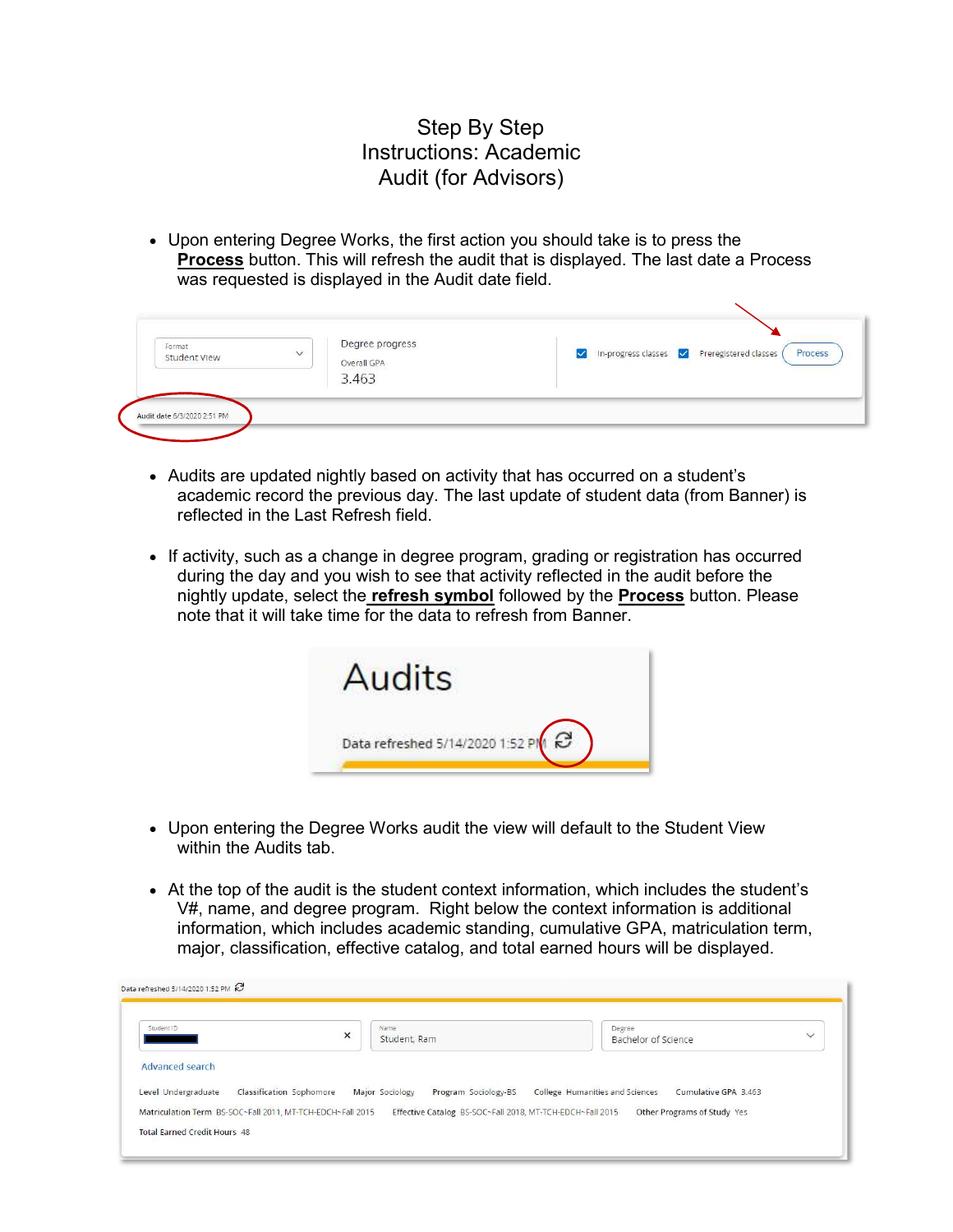# Step By Step Instructions: Academic Audit (for Advisors)

- Upon entering Degree Works, the first action you should take is to press the **Process** button. This will refresh the audit that is displayed. The last date a Process was requested is displayed in the Audit date field.

- Audits are updated nightly based on activity that has occurred on a student's academic record the previous day. The last update of student data (from Banner) is reflected in the Last Refresh field.

- If activity, such as a change in degree program, grading or registration has occurred during the day and you wish to see that activity reflected in the audit before the nightly update, select the **refresh symbol** followed by the **Process** button. Please note that it will take time for the data to refresh from Banner.

- Upon entering the Degree Works audit the view will default to the Student View within the Audits tab.

- At the top of the audit is the student context information, which includes the student's V#, name, and degree program. Right below the context information is additional information, which includes academic standing, cumulative GPA, matriculation term, major, classification, effective catalog, and total earned hours will be displayed.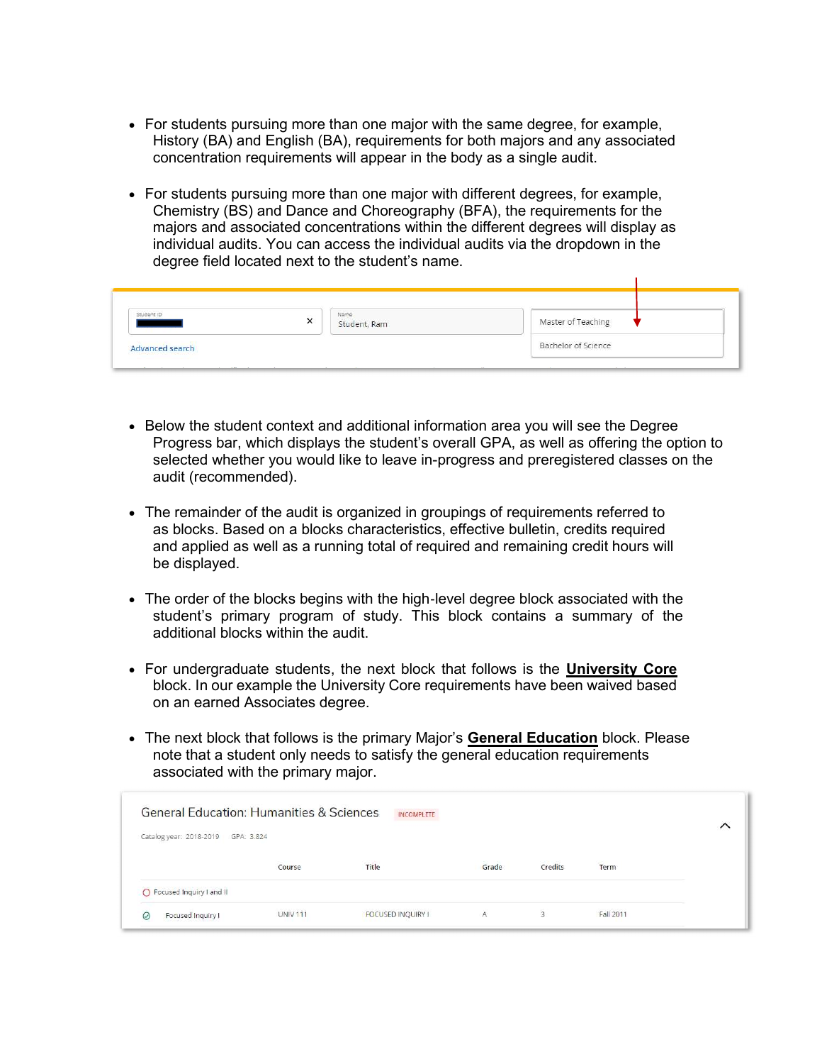- For students pursuing more than one major with the same degree, for example, History (BA) and English (BA), requirements for both majors and any associated concentration requirements will appear in the body as a single audit.

- For students pursuing more than one major with different degrees, for example, Chemistry (BS) and Dance and Choreography (BFA), the requirements for the majors and associated concentrations within the different degrees will display as individual audits. You can access the individual audits via the dropdown in the degree field located next to the student's name.

Student ID | Name: Student, Ram | Master of Teaching / Bachelor of Science

Advanced search

- Below the student context and additional information area you will see the Degree Progress bar, which displays the student's overall GPA, as well as offering the option to selected whether you would like to leave in-progress and preregistered classes on the audit (recommended).

- The remainder of the audit is organized in groupings of requirements referred to as blocks. Based on a blocks characteristics, effective bulletin, credits required and applied as well as a running total of required and remaining credit hours will be displayed.

- The order of the blocks begins with the high-level degree block associated with the student's primary program of study. This block contains a summary of the additional blocks within the audit.

- For undergraduate students, the next block that follows is the **University Core** block. In our example the University Core requirements have been waived based on an earned Associates degree.

- The next block that follows is the primary Major's **General Education** block. Please note that a student only needs to satisfy the general education requirements associated with the primary major.

General Education: Humanities & Sciences INCOMPLETE

Catalog year: 2018-2019 GPA: 3.824

| | Course | Title | Grade | Credits | Term |
|---|---|---|---|---|---|
| Focused Inquiry I and II | | | | | |
| Focused Inquiry I | UNIV 111 | FOCUSED INQUIRY I | A | 3 | Fall 2011 |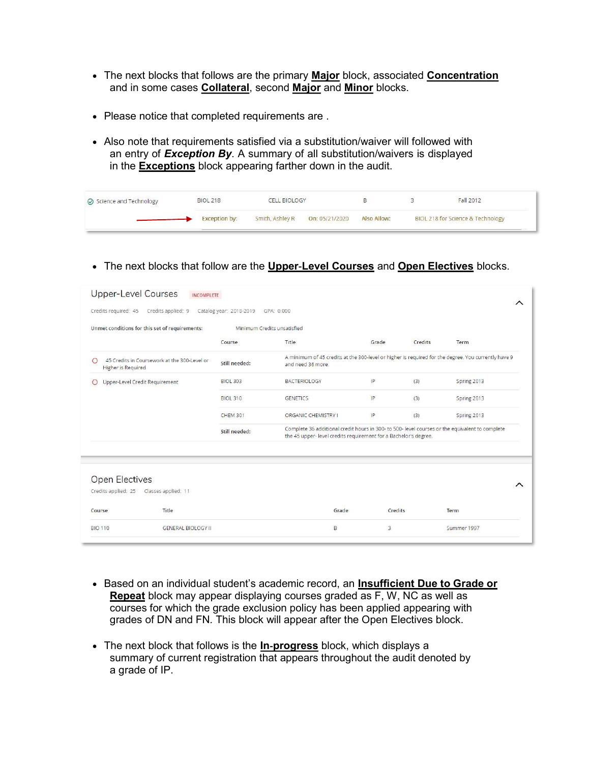- The next blocks that follows are the primary **Major** block, associated **Concentration** and in some cases **Collateral**, second **Major** and **Minor** blocks.

- Please notice that completed requirements are .

- Also note that requirements satisfied via a substitution/waiver will followed with an entry of ***Exception By***. A summary of all substitution/waivers is displayed in the **Exceptions** block appearing farther down in the audit.

| | | | | | |
|---|---|---|---|---|---|
| Science and Technology | BIOL 218 | CELL BIOLOGY | B | 3 | Fall 2012 |
| | Exception by: | Smith, Ashley R | On: 05/21/2020 | Also Allow: | BIOL 218 for Science & Technology |

- The next blocks that follow are the **Upper-Level Courses** and **Open Electives** blocks.

**Upper-Level Courses** INCOMPLETE

Credits required: 45 Credits applied: 9 Catalog year: 2018-2019 GPA: 0.000

Unmet conditions for this set of requirements: Minimum Credits unsatisfied

| | Course | Title | Grade | Credits | Term |
|---|---|---|---|---|---|
| 45 Credits in Coursework at the 300-Level or Higher is Required | Still needed: | A minimum of 45 credits at the 300-level or higher is required for the degree. You currently have 9 and need 36 more. | | | |
| Upper-Level Credit Requirement | BIOL 303 | BACTERIOLOGY | IP | (3) | Spring 2013 |
| | BIOL 310 | GENETICS | IP | (3) | Spring 2013 |
| | CHEM 301 | ORGANIC CHEMISTRY I | IP | (3) | Spring 2013 |
| | Still needed: | Complete 36 additional credit hours in 300- to 500- level courses or the equivalent to complete the 45 upper- level credits requirement for a Bachelor's degree. | | | |

**Open Electives**

Credits applied: 25 Classes applied: 11

| Course | Title | Grade | Credits | Term |
|---|---|---|---|---|
| BIO 110 | GENERAL BIOLOGY II | B | 3 | Summer 1997 |

- Based on an individual student's academic record, an **Insufficient Due to Grade or Repeat** block may appear displaying courses graded as F, W, NC as well as courses for which the grade exclusion policy has been applied appearing with grades of DN and FN. This block will appear after the Open Electives block.

- The next block that follows is the **In-progress** block, which displays a summary of current registration that appears throughout the audit denoted by a grade of IP.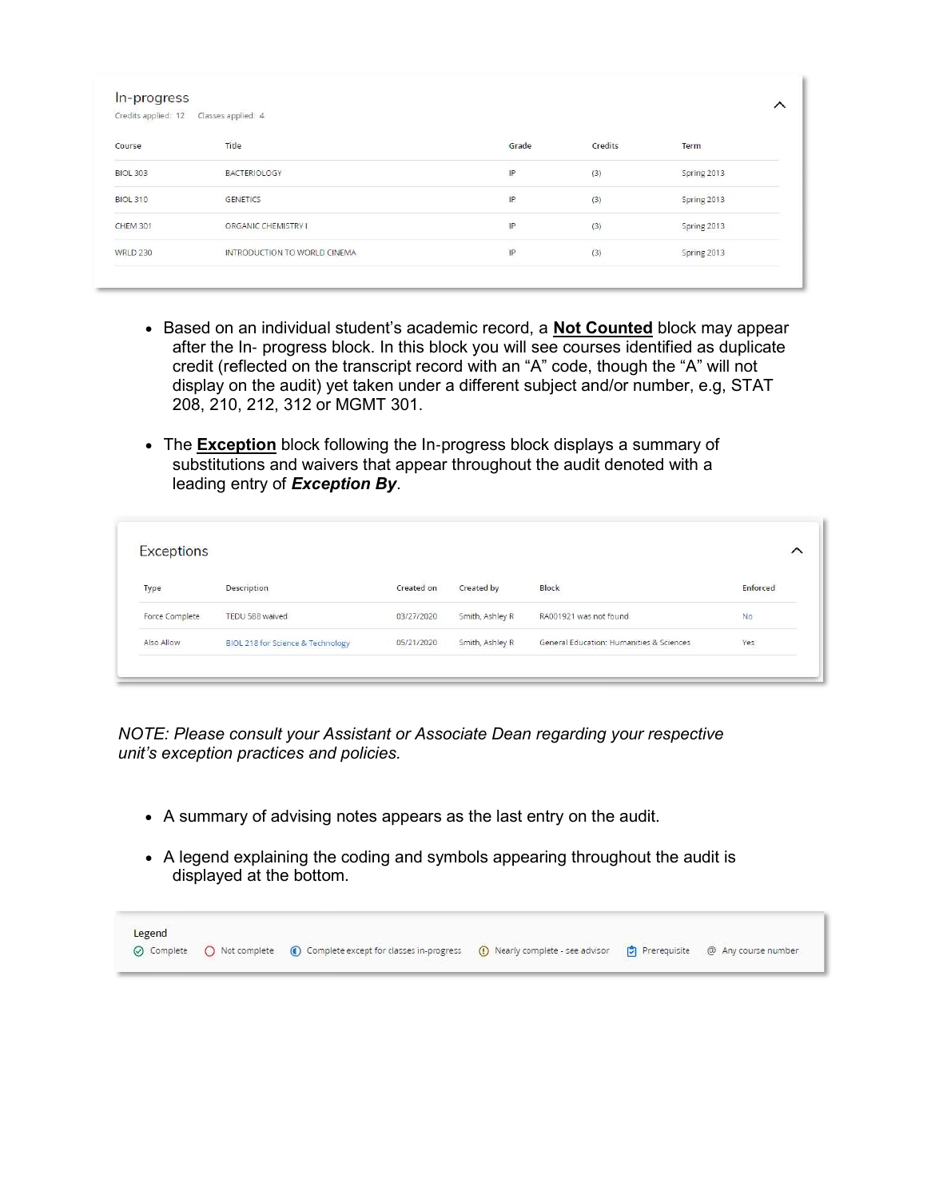## In-progress

Credits applied: 12    Classes applied: 4

| Course | Title | Grade | Credits | Term |
|---|---|---|---|---|
| BIOL 303 | BACTERIOLOGY | IP | (3) | Spring 2013 |
| BIOL 310 | GENETICS | IP | (3) | Spring 2013 |
| CHEM 301 | ORGANIC CHEMISTRY I | IP | (3) | Spring 2013 |
| WRLD 230 | INTRODUCTION TO WORLD CINEMA | IP | (3) | Spring 2013 |

- Based on an individual student's academic record, a **Not Counted** block may appear after the In- progress block. In this block you will see courses identified as duplicate credit (reflected on the transcript record with an "A" code, though the "A" will not display on the audit) yet taken under a different subject and/or number, e.g, STAT 208, 210, 212, 312 or MGMT 301.

- The **Exception** block following the In-progress block displays a summary of substitutions and waivers that appear throughout the audit denoted with a leading entry of ***Exception By***.

## Exceptions

| Type | Description | Created on | Created by | Block | Enforced |
|---|---|---|---|---|---|
| Force Complete | TEDU 588 waived | 03/27/2020 | Smith, Ashley R | RA001921 was not found | No |
| Also Allow | BIOL 218 for Science & Technology | 05/21/2020 | Smith, Ashley R | General Education: Humanities & Sciences | Yes |

*NOTE: Please consult your Assistant or Associate Dean regarding your respective unit's exception practices and policies.*

- A summary of advising notes appears as the last entry on the audit.

- A legend explaining the coding and symbols appearing throughout the audit is displayed at the bottom.

Legend

Complete    Not complete    Complete except for classes in-progress    Nearly complete - see advisor    Prerequisite    @ Any course number